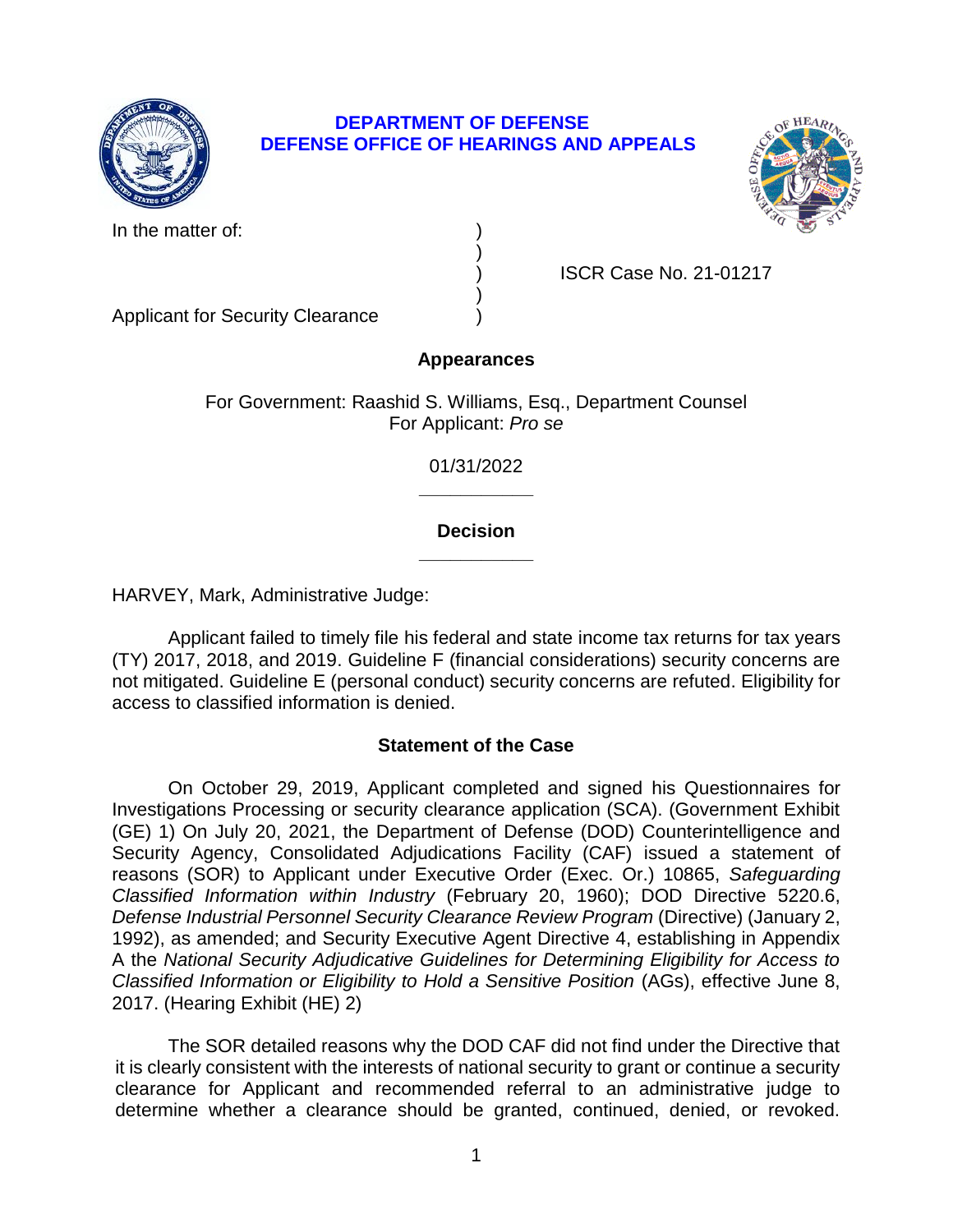# DEPARTMENT OF DEFENSE
# DEFENSE OFFICE OF HEARINGS AND APPEALS

| | | |
|---|---|---|
| In the matter of: | ) | |
| | ) | |
| | ) | ISCR Case No. 21-01217 |
| | ) | |
| Applicant for Security Clearance | ) | |

**Appearances**

For Government: Raashid S. Williams, Esq., Department Counsel
For Applicant: *Pro se*

01/31/2022

______________

**Decision**

______________

HARVEY, Mark, Administrative Judge:

Applicant failed to timely file his federal and state income tax returns for tax years (TY) 2017, 2018, and 2019. Guideline F (financial considerations) security concerns are not mitigated. Guideline E (personal conduct) security concerns are refuted. Eligibility for access to classified information is denied.

## Statement of the Case

On October 29, 2019, Applicant completed and signed his Questionnaires for Investigations Processing or security clearance application (SCA). (Government Exhibit (GE) 1) On July 20, 2021, the Department of Defense (DOD) Counterintelligence and Security Agency, Consolidated Adjudications Facility (CAF) issued a statement of reasons (SOR) to Applicant under Executive Order (Exec. Or.) 10865, *Safeguarding Classified Information within Industry* (February 20, 1960); DOD Directive 5220.6, *Defense Industrial Personnel Security Clearance Review Program* (Directive) (January 2, 1992), as amended; and Security Executive Agent Directive 4, establishing in Appendix A the *National Security Adjudicative Guidelines for Determining Eligibility for Access to Classified Information or Eligibility to Hold a Sensitive Position* (AGs), effective June 8, 2017. (Hearing Exhibit (HE) 2)

The SOR detailed reasons why the DOD CAF did not find under the Directive that it is clearly consistent with the interests of national security to grant or continue a security clearance for Applicant and recommended referral to an administrative judge to determine whether a clearance should be granted, continued, denied, or revoked.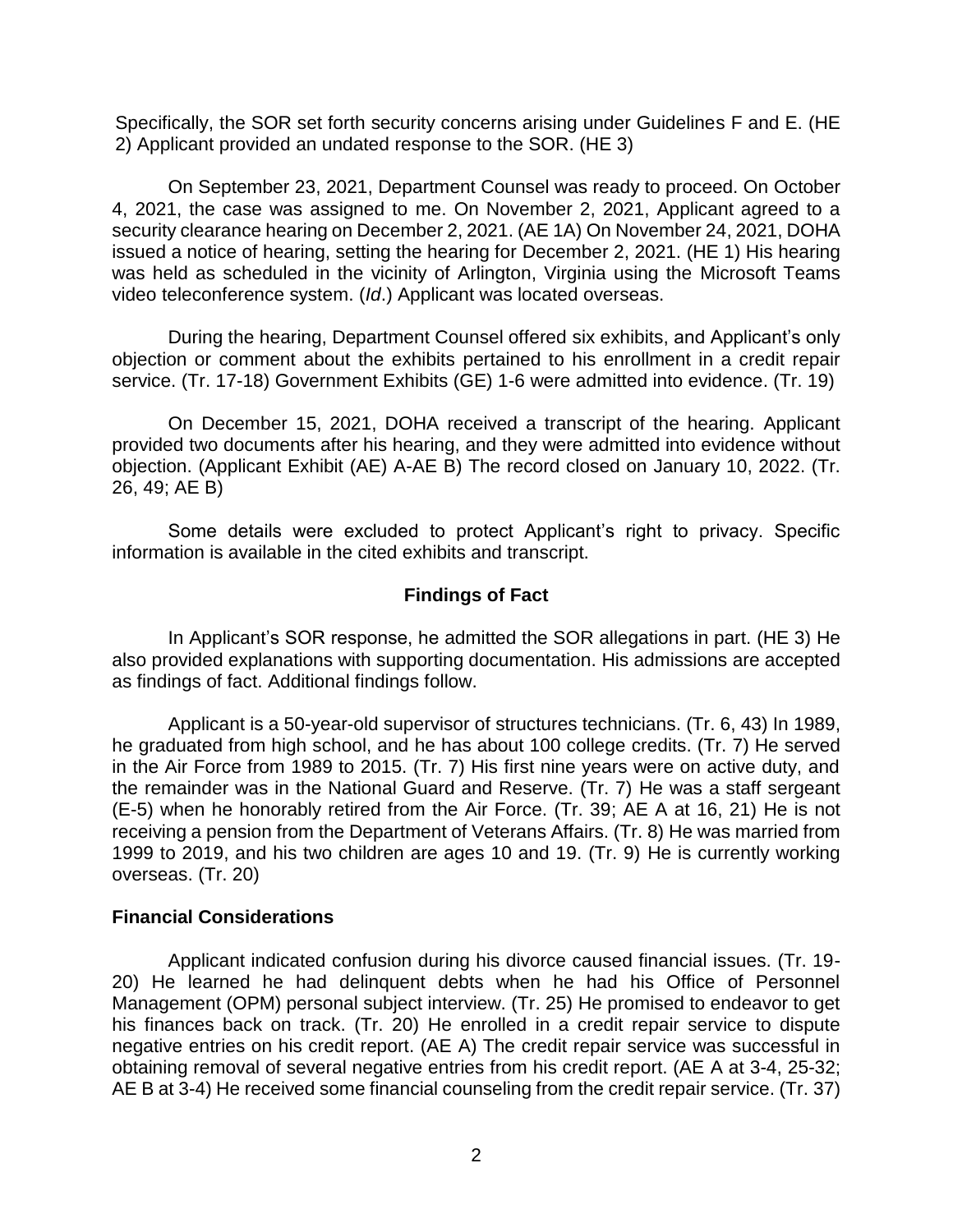Specifically, the SOR set forth security concerns arising under Guidelines F and E. (HE 2) Applicant provided an undated response to the SOR. (HE 3)

On September 23, 2021, Department Counsel was ready to proceed. On October 4, 2021, the case was assigned to me. On November 2, 2021, Applicant agreed to a security clearance hearing on December 2, 2021. (AE 1A) On November 24, 2021, DOHA issued a notice of hearing, setting the hearing for December 2, 2021. (HE 1) His hearing was held as scheduled in the vicinity of Arlington, Virginia using the Microsoft Teams video teleconference system. (*Id*.) Applicant was located overseas.

During the hearing, Department Counsel offered six exhibits, and Applicant's only objection or comment about the exhibits pertained to his enrollment in a credit repair service. (Tr. 17-18) Government Exhibits (GE) 1-6 were admitted into evidence. (Tr. 19)

On December 15, 2021, DOHA received a transcript of the hearing. Applicant provided two documents after his hearing, and they were admitted into evidence without objection. (Applicant Exhibit (AE) A-AE B) The record closed on January 10, 2022. (Tr. 26, 49; AE B)

Some details were excluded to protect Applicant's right to privacy. Specific information is available in the cited exhibits and transcript.

## Findings of Fact

In Applicant's SOR response, he admitted the SOR allegations in part. (HE 3) He also provided explanations with supporting documentation. His admissions are accepted as findings of fact. Additional findings follow.

Applicant is a 50-year-old supervisor of structures technicians. (Tr. 6, 43) In 1989, he graduated from high school, and he has about 100 college credits. (Tr. 7) He served in the Air Force from 1989 to 2015. (Tr. 7) His first nine years were on active duty, and the remainder was in the National Guard and Reserve. (Tr. 7) He was a staff sergeant (E-5) when he honorably retired from the Air Force. (Tr. 39; AE A at 16, 21) He is not receiving a pension from the Department of Veterans Affairs. (Tr. 8) He was married from 1999 to 2019, and his two children are ages 10 and 19. (Tr. 9) He is currently working overseas. (Tr. 20)

### Financial Considerations

Applicant indicated confusion during his divorce caused financial issues. (Tr. 19-20) He learned he had delinquent debts when he had his Office of Personnel Management (OPM) personal subject interview. (Tr. 25) He promised to endeavor to get his finances back on track. (Tr. 20) He enrolled in a credit repair service to dispute negative entries on his credit report. (AE A) The credit repair service was successful in obtaining removal of several negative entries from his credit report. (AE A at 3-4, 25-32; AE B at 3-4) He received some financial counseling from the credit repair service. (Tr. 37)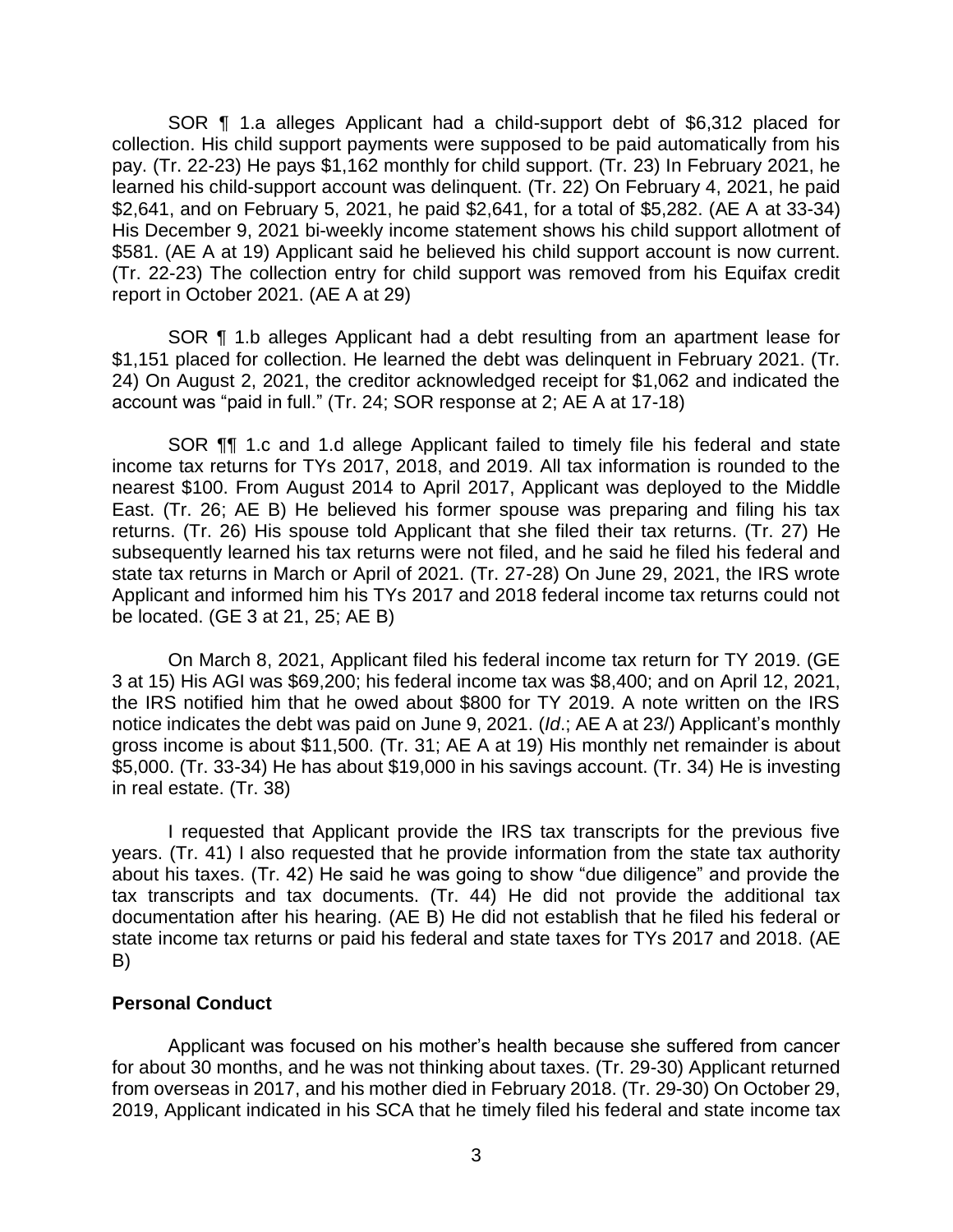SOR ¶ 1.a alleges Applicant had a child-support debt of $6,312 placed for collection. His child support payments were supposed to be paid automatically from his pay. (Tr. 22-23) He pays $1,162 monthly for child support. (Tr. 23) In February 2021, he learned his child-support account was delinquent. (Tr. 22) On February 4, 2021, he paid $2,641, and on February 5, 2021, he paid $2,641, for a total of $5,282. (AE A at 33-34) His December 9, 2021 bi-weekly income statement shows his child support allotment of $581. (AE A at 19) Applicant said he believed his child support account is now current. (Tr. 22-23) The collection entry for child support was removed from his Equifax credit report in October 2021. (AE A at 29)

SOR ¶ 1.b alleges Applicant had a debt resulting from an apartment lease for $1,151 placed for collection. He learned the debt was delinquent in February 2021. (Tr. 24) On August 2, 2021, the creditor acknowledged receipt for $1,062 and indicated the account was "paid in full." (Tr. 24; SOR response at 2; AE A at 17-18)

SOR ¶¶ 1.c and 1.d allege Applicant failed to timely file his federal and state income tax returns for TYs 2017, 2018, and 2019. All tax information is rounded to the nearest $100. From August 2014 to April 2017, Applicant was deployed to the Middle East. (Tr. 26; AE B) He believed his former spouse was preparing and filing his tax returns. (Tr. 26) His spouse told Applicant that she filed their tax returns. (Tr. 27) He subsequently learned his tax returns were not filed, and he said he filed his federal and state tax returns in March or April of 2021. (Tr. 27-28) On June 29, 2021, the IRS wrote Applicant and informed him his TYs 2017 and 2018 federal income tax returns could not be located. (GE 3 at 21, 25; AE B)

On March 8, 2021, Applicant filed his federal income tax return for TY 2019. (GE 3 at 15) His AGI was $69,200; his federal income tax was $8,400; and on April 12, 2021, the IRS notified him that he owed about $800 for TY 2019. A note written on the IRS notice indicates the debt was paid on June 9, 2021. (*Id*.; AE A at 23/) Applicant's monthly gross income is about $11,500. (Tr. 31; AE A at 19) His monthly net remainder is about $5,000. (Tr. 33-34) He has about $19,000 in his savings account. (Tr. 34) He is investing in real estate. (Tr. 38)

I requested that Applicant provide the IRS tax transcripts for the previous five years. (Tr. 41) I also requested that he provide information from the state tax authority about his taxes. (Tr. 42) He said he was going to show "due diligence" and provide the tax transcripts and tax documents. (Tr. 44) He did not provide the additional tax documentation after his hearing. (AE B) He did not establish that he filed his federal or state income tax returns or paid his federal and state taxes for TYs 2017 and 2018. (AE B)

**Personal Conduct**

Applicant was focused on his mother's health because she suffered from cancer for about 30 months, and he was not thinking about taxes. (Tr. 29-30) Applicant returned from overseas in 2017, and his mother died in February 2018. (Tr. 29-30) On October 29, 2019, Applicant indicated in his SCA that he timely filed his federal and state income tax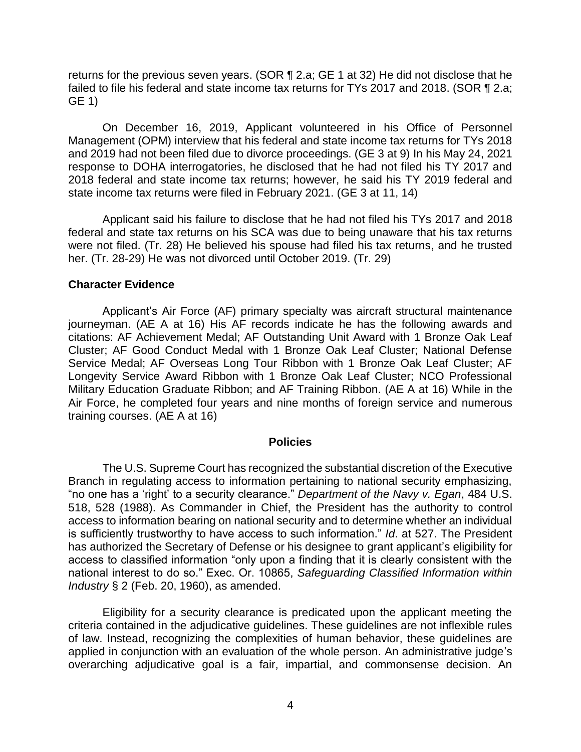returns for the previous seven years. (SOR ¶ 2.a; GE 1 at 32) He did not disclose that he failed to file his federal and state income tax returns for TYs 2017 and 2018. (SOR ¶ 2.a; GE 1)

On December 16, 2019, Applicant volunteered in his Office of Personnel Management (OPM) interview that his federal and state income tax returns for TYs 2018 and 2019 had not been filed due to divorce proceedings. (GE 3 at 9) In his May 24, 2021 response to DOHA interrogatories, he disclosed that he had not filed his TY 2017 and 2018 federal and state income tax returns; however, he said his TY 2019 federal and state income tax returns were filed in February 2021. (GE 3 at 11, 14)

Applicant said his failure to disclose that he had not filed his TYs 2017 and 2018 federal and state tax returns on his SCA was due to being unaware that his tax returns were not filed. (Tr. 28) He believed his spouse had filed his tax returns, and he trusted her. (Tr. 28-29) He was not divorced until October 2019. (Tr. 29)

### Character Evidence

Applicant's Air Force (AF) primary specialty was aircraft structural maintenance journeyman. (AE A at 16) His AF records indicate he has the following awards and citations: AF Achievement Medal; AF Outstanding Unit Award with 1 Bronze Oak Leaf Cluster; AF Good Conduct Medal with 1 Bronze Oak Leaf Cluster; National Defense Service Medal; AF Overseas Long Tour Ribbon with 1 Bronze Oak Leaf Cluster; AF Longevity Service Award Ribbon with 1 Bronze Oak Leaf Cluster; NCO Professional Military Education Graduate Ribbon; and AF Training Ribbon. (AE A at 16) While in the Air Force, he completed four years and nine months of foreign service and numerous training courses. (AE A at 16)

## Policies

The U.S. Supreme Court has recognized the substantial discretion of the Executive Branch in regulating access to information pertaining to national security emphasizing, "no one has a 'right' to a security clearance." *Department of the Navy v. Egan*, 484 U.S. 518, 528 (1988). As Commander in Chief, the President has the authority to control access to information bearing on national security and to determine whether an individual is sufficiently trustworthy to have access to such information." *Id*. at 527. The President has authorized the Secretary of Defense or his designee to grant applicant's eligibility for access to classified information "only upon a finding that it is clearly consistent with the national interest to do so." Exec. Or. 10865, *Safeguarding Classified Information within Industry* § 2 (Feb. 20, 1960), as amended.

Eligibility for a security clearance is predicated upon the applicant meeting the criteria contained in the adjudicative guidelines. These guidelines are not inflexible rules of law. Instead, recognizing the complexities of human behavior, these guidelines are applied in conjunction with an evaluation of the whole person. An administrative judge's overarching adjudicative goal is a fair, impartial, and commonsense decision. An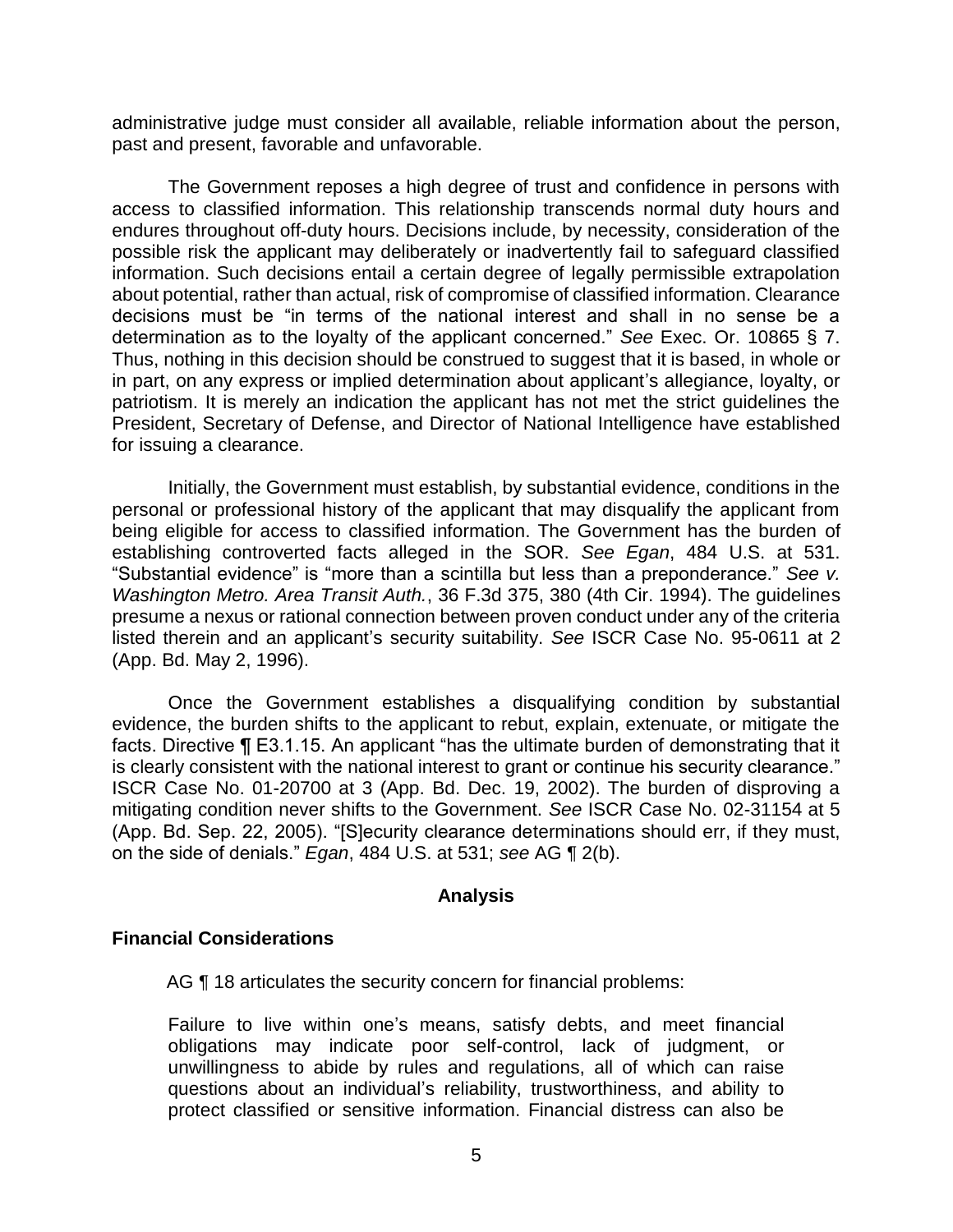administrative judge must consider all available, reliable information about the person, past and present, favorable and unfavorable.

The Government reposes a high degree of trust and confidence in persons with access to classified information. This relationship transcends normal duty hours and endures throughout off-duty hours. Decisions include, by necessity, consideration of the possible risk the applicant may deliberately or inadvertently fail to safeguard classified information. Such decisions entail a certain degree of legally permissible extrapolation about potential, rather than actual, risk of compromise of classified information. Clearance decisions must be "in terms of the national interest and shall in no sense be a determination as to the loyalty of the applicant concerned." *See* Exec. Or. 10865 § 7. Thus, nothing in this decision should be construed to suggest that it is based, in whole or in part, on any express or implied determination about applicant's allegiance, loyalty, or patriotism. It is merely an indication the applicant has not met the strict guidelines the President, Secretary of Defense, and Director of National Intelligence have established for issuing a clearance.

Initially, the Government must establish, by substantial evidence, conditions in the personal or professional history of the applicant that may disqualify the applicant from being eligible for access to classified information. The Government has the burden of establishing controverted facts alleged in the SOR. *See Egan*, 484 U.S. at 531. "Substantial evidence" is "more than a scintilla but less than a preponderance." *See v. Washington Metro. Area Transit Auth.*, 36 F.3d 375, 380 (4th Cir. 1994). The guidelines presume a nexus or rational connection between proven conduct under any of the criteria listed therein and an applicant's security suitability. *See* ISCR Case No. 95-0611 at 2 (App. Bd. May 2, 1996).

Once the Government establishes a disqualifying condition by substantial evidence, the burden shifts to the applicant to rebut, explain, extenuate, or mitigate the facts. Directive ¶ E3.1.15. An applicant "has the ultimate burden of demonstrating that it is clearly consistent with the national interest to grant or continue his security clearance." ISCR Case No. 01-20700 at 3 (App. Bd. Dec. 19, 2002). The burden of disproving a mitigating condition never shifts to the Government. *See* ISCR Case No. 02-31154 at 5 (App. Bd. Sep. 22, 2005). "[S]ecurity clearance determinations should err, if they must, on the side of denials." *Egan*, 484 U.S. at 531; *see* AG ¶ 2(b).

## Analysis

### Financial Considerations

AG ¶ 18 articulates the security concern for financial problems:

> Failure to live within one's means, satisfy debts, and meet financial obligations may indicate poor self-control, lack of judgment, or unwillingness to abide by rules and regulations, all of which can raise questions about an individual's reliability, trustworthiness, and ability to protect classified or sensitive information. Financial distress can also be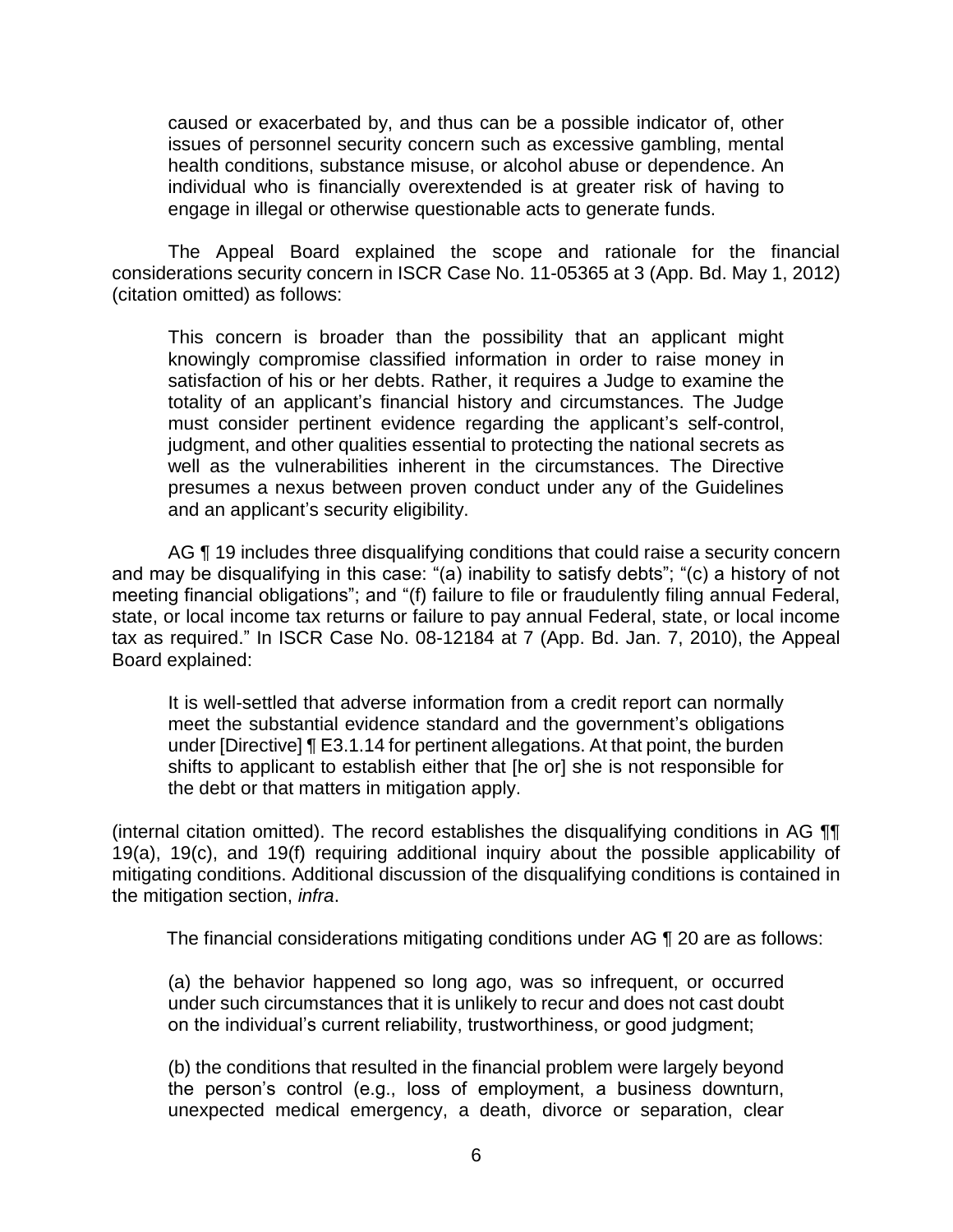> caused or exacerbated by, and thus can be a possible indicator of, other issues of personnel security concern such as excessive gambling, mental health conditions, substance misuse, or alcohol abuse or dependence. An individual who is financially overextended is at greater risk of having to engage in illegal or otherwise questionable acts to generate funds.

The Appeal Board explained the scope and rationale for the financial considerations security concern in ISCR Case No. 11-05365 at 3 (App. Bd. May 1, 2012) (citation omitted) as follows:

> This concern is broader than the possibility that an applicant might knowingly compromise classified information in order to raise money in satisfaction of his or her debts. Rather, it requires a Judge to examine the totality of an applicant's financial history and circumstances. The Judge must consider pertinent evidence regarding the applicant's self-control, judgment, and other qualities essential to protecting the national secrets as well as the vulnerabilities inherent in the circumstances. The Directive presumes a nexus between proven conduct under any of the Guidelines and an applicant's security eligibility.

AG ¶ 19 includes three disqualifying conditions that could raise a security concern and may be disqualifying in this case: "(a) inability to satisfy debts"; "(c) a history of not meeting financial obligations"; and "(f) failure to file or fraudulently filing annual Federal, state, or local income tax returns or failure to pay annual Federal, state, or local income tax as required." In ISCR Case No. 08-12184 at 7 (App. Bd. Jan. 7, 2010), the Appeal Board explained:

> It is well-settled that adverse information from a credit report can normally meet the substantial evidence standard and the government's obligations under [Directive] ¶ E3.1.14 for pertinent allegations. At that point, the burden shifts to applicant to establish either that [he or] she is not responsible for the debt or that matters in mitigation apply.

(internal citation omitted). The record establishes the disqualifying conditions in AG ¶¶ 19(a), 19(c), and 19(f) requiring additional inquiry about the possible applicability of mitigating conditions. Additional discussion of the disqualifying conditions is contained in the mitigation section, *infra*.

The financial considerations mitigating conditions under AG ¶ 20 are as follows:

> (a) the behavior happened so long ago, was so infrequent, or occurred under such circumstances that it is unlikely to recur and does not cast doubt on the individual's current reliability, trustworthiness, or good judgment;
>
> (b) the conditions that resulted in the financial problem were largely beyond the person's control (e.g., loss of employment, a business downturn, unexpected medical emergency, a death, divorce or separation, clear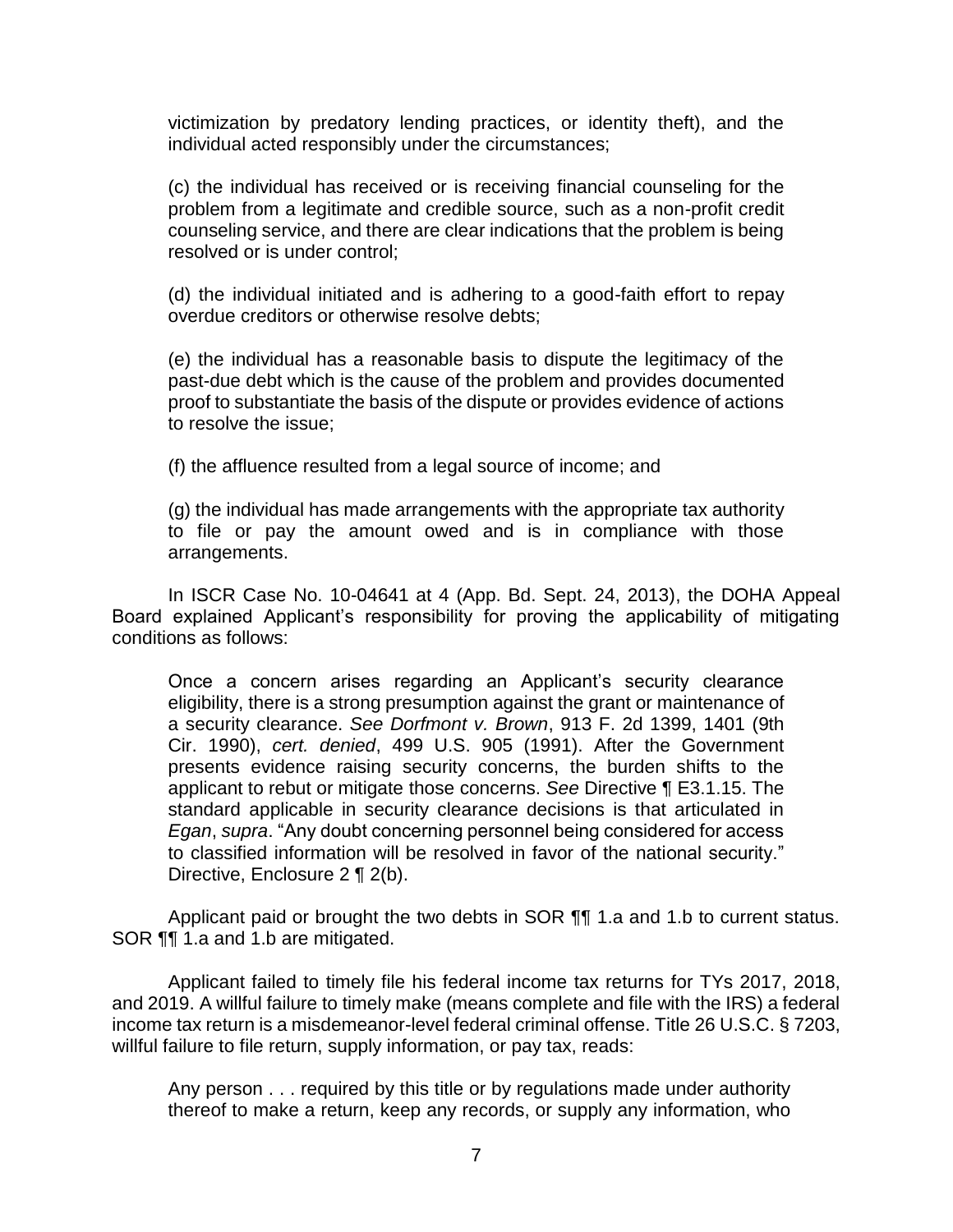victimization by predatory lending practices, or identity theft), and the individual acted responsibly under the circumstances;

(c) the individual has received or is receiving financial counseling for the problem from a legitimate and credible source, such as a non-profit credit counseling service, and there are clear indications that the problem is being resolved or is under control;

(d) the individual initiated and is adhering to a good-faith effort to repay overdue creditors or otherwise resolve debts;

(e) the individual has a reasonable basis to dispute the legitimacy of the past-due debt which is the cause of the problem and provides documented proof to substantiate the basis of the dispute or provides evidence of actions to resolve the issue;

(f) the affluence resulted from a legal source of income; and

(g) the individual has made arrangements with the appropriate tax authority to file or pay the amount owed and is in compliance with those arrangements.

In ISCR Case No. 10-04641 at 4 (App. Bd. Sept. 24, 2013), the DOHA Appeal Board explained Applicant's responsibility for proving the applicability of mitigating conditions as follows:

> Once a concern arises regarding an Applicant's security clearance eligibility, there is a strong presumption against the grant or maintenance of a security clearance. *See Dorfmont v. Brown*, 913 F. 2d 1399, 1401 (9th Cir. 1990), *cert. denied*, 499 U.S. 905 (1991). After the Government presents evidence raising security concerns, the burden shifts to the applicant to rebut or mitigate those concerns. *See* Directive ¶ E3.1.15. The standard applicable in security clearance decisions is that articulated in *Egan*, *supra*. "Any doubt concerning personnel being considered for access to classified information will be resolved in favor of the national security." Directive, Enclosure 2 ¶ 2(b).

Applicant paid or brought the two debts in SOR ¶¶ 1.a and 1.b to current status. SOR ¶¶ 1.a and 1.b are mitigated.

Applicant failed to timely file his federal income tax returns for TYs 2017, 2018, and 2019. A willful failure to timely make (means complete and file with the IRS) a federal income tax return is a misdemeanor-level federal criminal offense. Title 26 U.S.C. § 7203, willful failure to file return, supply information, or pay tax, reads:

> Any person . . . required by this title or by regulations made under authority thereof to make a return, keep any records, or supply any information, who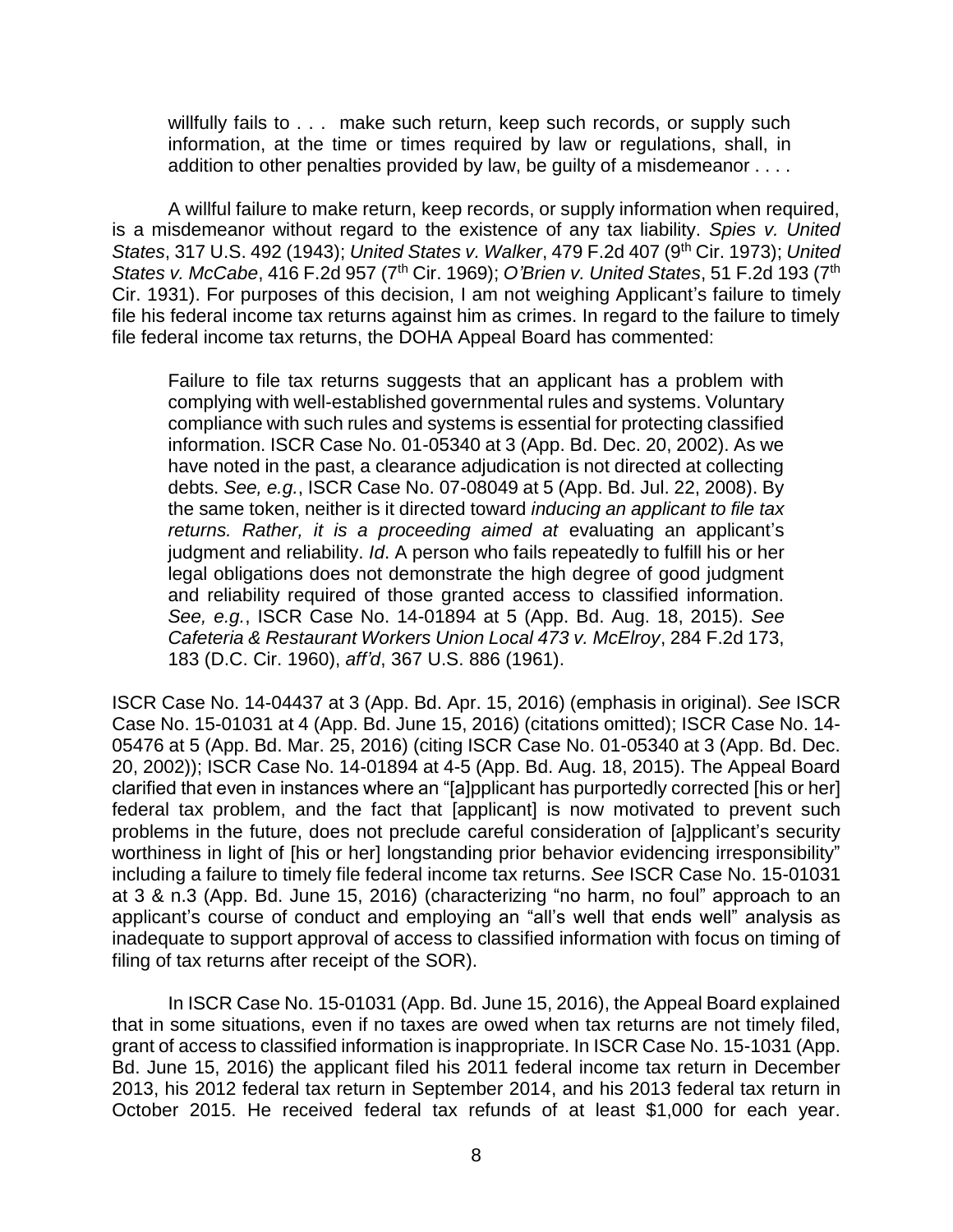> willfully fails to . . . make such return, keep such records, or supply such information, at the time or times required by law or regulations, shall, in addition to other penalties provided by law, be guilty of a misdemeanor . . . .

A willful failure to make return, keep records, or supply information when required, is a misdemeanor without regard to the existence of any tax liability. *Spies v. United States*, 317 U.S. 492 (1943); *United States v. Walker*, 479 F.2d 407 (9th Cir. 1973); *United States v. McCabe*, 416 F.2d 957 (7th Cir. 1969); *O'Brien v. United States*, 51 F.2d 193 (7th Cir. 1931). For purposes of this decision, I am not weighing Applicant's failure to timely file his federal income tax returns against him as crimes. In regard to the failure to timely file federal income tax returns, the DOHA Appeal Board has commented:

> Failure to file tax returns suggests that an applicant has a problem with complying with well-established governmental rules and systems. Voluntary compliance with such rules and systems is essential for protecting classified information. ISCR Case No. 01-05340 at 3 (App. Bd. Dec. 20, 2002). As we have noted in the past, a clearance adjudication is not directed at collecting debts. *See, e.g.*, ISCR Case No. 07-08049 at 5 (App. Bd. Jul. 22, 2008). By the same token, neither is it directed toward *inducing an applicant to file tax returns. Rather, it is a proceeding aimed at* evaluating an applicant's judgment and reliability. *Id*. A person who fails repeatedly to fulfill his or her legal obligations does not demonstrate the high degree of good judgment and reliability required of those granted access to classified information. *See, e.g.*, ISCR Case No. 14-01894 at 5 (App. Bd. Aug. 18, 2015). *See Cafeteria & Restaurant Workers Union Local 473 v. McElroy*, 284 F.2d 173, 183 (D.C. Cir. 1960), *aff'd*, 367 U.S. 886 (1961).

ISCR Case No. 14-04437 at 3 (App. Bd. Apr. 15, 2016) (emphasis in original). *See* ISCR Case No. 15-01031 at 4 (App. Bd. June 15, 2016) (citations omitted); ISCR Case No. 14-05476 at 5 (App. Bd. Mar. 25, 2016) (citing ISCR Case No. 01-05340 at 3 (App. Bd. Dec. 20, 2002)); ISCR Case No. 14-01894 at 4-5 (App. Bd. Aug. 18, 2015). The Appeal Board clarified that even in instances where an "[a]pplicant has purportedly corrected [his or her] federal tax problem, and the fact that [applicant] is now motivated to prevent such problems in the future, does not preclude careful consideration of [a]pplicant's security worthiness in light of [his or her] longstanding prior behavior evidencing irresponsibility" including a failure to timely file federal income tax returns. *See* ISCR Case No. 15-01031 at 3 & n.3 (App. Bd. June 15, 2016) (characterizing "no harm, no foul" approach to an applicant's course of conduct and employing an "all's well that ends well" analysis as inadequate to support approval of access to classified information with focus on timing of filing of tax returns after receipt of the SOR).

In ISCR Case No. 15-01031 (App. Bd. June 15, 2016), the Appeal Board explained that in some situations, even if no taxes are owed when tax returns are not timely filed, grant of access to classified information is inappropriate. In ISCR Case No. 15-1031 (App. Bd. June 15, 2016) the applicant filed his 2011 federal income tax return in December 2013, his 2012 federal tax return in September 2014, and his 2013 federal tax return in October 2015. He received federal tax refunds of at least $1,000 for each year.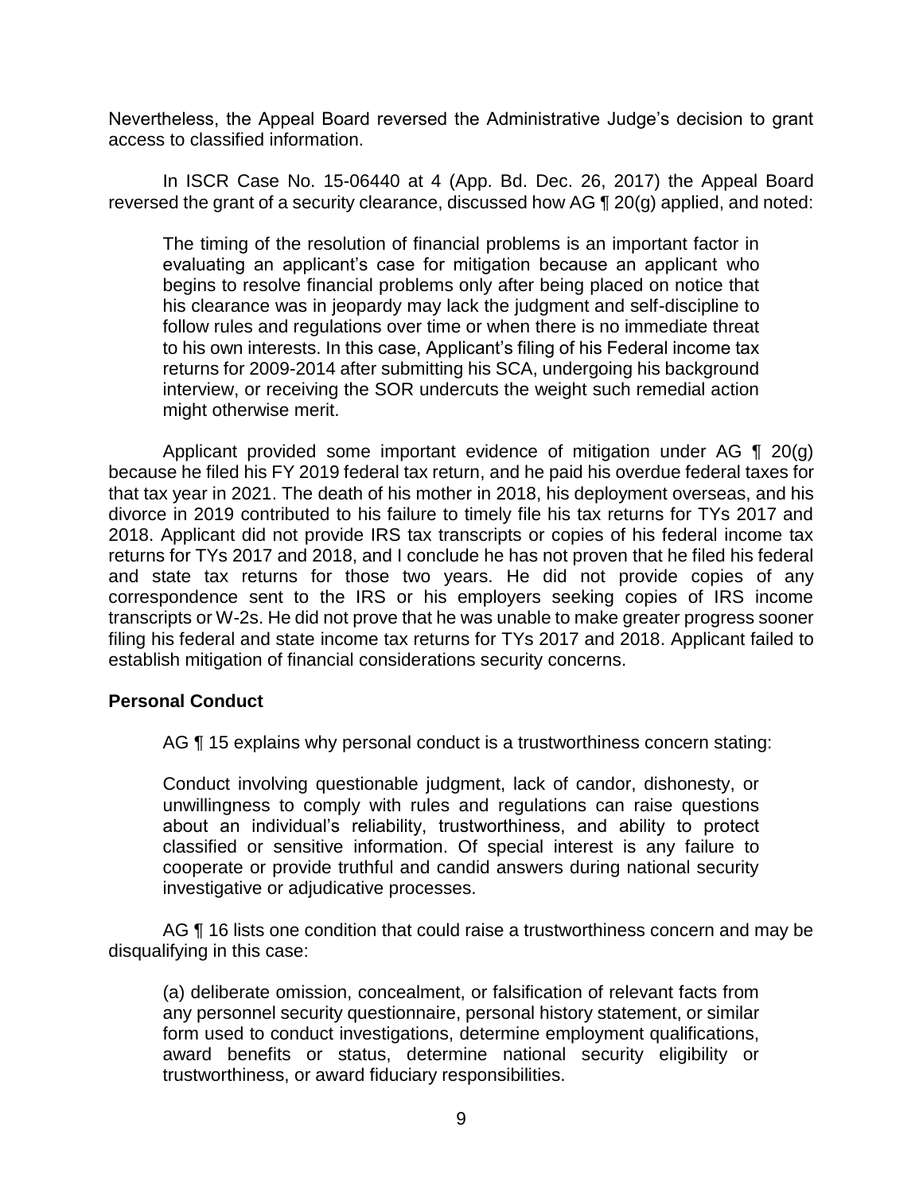Nevertheless, the Appeal Board reversed the Administrative Judge's decision to grant access to classified information.

In ISCR Case No. 15-06440 at 4 (App. Bd. Dec. 26, 2017) the Appeal Board reversed the grant of a security clearance, discussed how AG ¶ 20(g) applied, and noted:

> The timing of the resolution of financial problems is an important factor in evaluating an applicant's case for mitigation because an applicant who begins to resolve financial problems only after being placed on notice that his clearance was in jeopardy may lack the judgment and self-discipline to follow rules and regulations over time or when there is no immediate threat to his own interests. In this case, Applicant's filing of his Federal income tax returns for 2009-2014 after submitting his SCA, undergoing his background interview, or receiving the SOR undercuts the weight such remedial action might otherwise merit.

Applicant provided some important evidence of mitigation under AG ¶ 20(g) because he filed his FY 2019 federal tax return, and he paid his overdue federal taxes for that tax year in 2021. The death of his mother in 2018, his deployment overseas, and his divorce in 2019 contributed to his failure to timely file his tax returns for TYs 2017 and 2018. Applicant did not provide IRS tax transcripts or copies of his federal income tax returns for TYs 2017 and 2018, and I conclude he has not proven that he filed his federal and state tax returns for those two years. He did not provide copies of any correspondence sent to the IRS or his employers seeking copies of IRS income transcripts or W-2s. He did not prove that he was unable to make greater progress sooner filing his federal and state income tax returns for TYs 2017 and 2018. Applicant failed to establish mitigation of financial considerations security concerns.

## Personal Conduct

AG ¶ 15 explains why personal conduct is a trustworthiness concern stating:

> Conduct involving questionable judgment, lack of candor, dishonesty, or unwillingness to comply with rules and regulations can raise questions about an individual's reliability, trustworthiness, and ability to protect classified or sensitive information. Of special interest is any failure to cooperate or provide truthful and candid answers during national security investigative or adjudicative processes.

AG ¶ 16 lists one condition that could raise a trustworthiness concern and may be disqualifying in this case:

> (a) deliberate omission, concealment, or falsification of relevant facts from any personnel security questionnaire, personal history statement, or similar form used to conduct investigations, determine employment qualifications, award benefits or status, determine national security eligibility or trustworthiness, or award fiduciary responsibilities.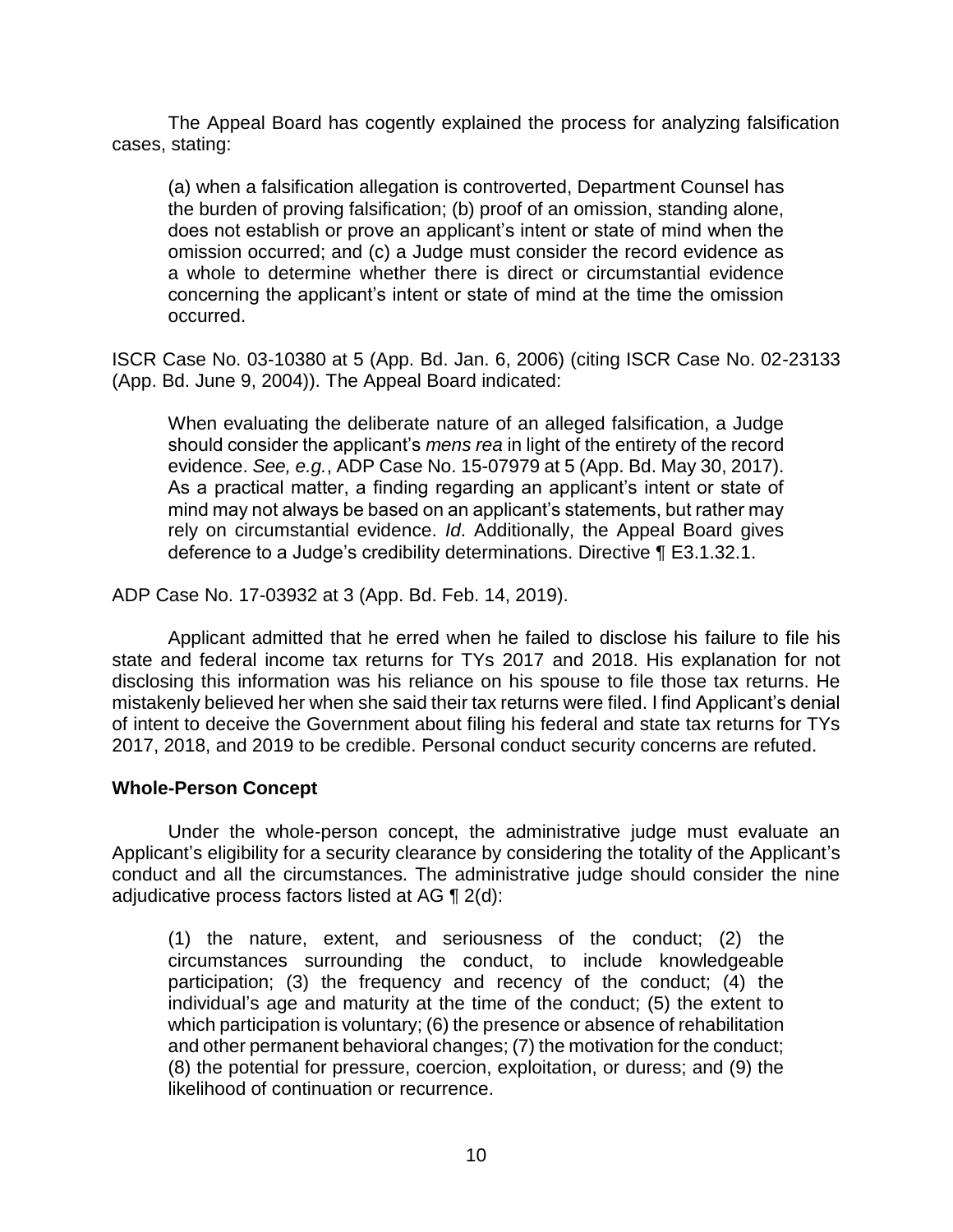The Appeal Board has cogently explained the process for analyzing falsification cases, stating:

> (a) when a falsification allegation is controverted, Department Counsel has the burden of proving falsification; (b) proof of an omission, standing alone, does not establish or prove an applicant's intent or state of mind when the omission occurred; and (c) a Judge must consider the record evidence as a whole to determine whether there is direct or circumstantial evidence concerning the applicant's intent or state of mind at the time the omission occurred.

ISCR Case No. 03-10380 at 5 (App. Bd. Jan. 6, 2006) (citing ISCR Case No. 02-23133 (App. Bd. June 9, 2004)). The Appeal Board indicated:

> When evaluating the deliberate nature of an alleged falsification, a Judge should consider the applicant's *mens rea* in light of the entirety of the record evidence. *See, e.g.*, ADP Case No. 15-07979 at 5 (App. Bd. May 30, 2017). As a practical matter, a finding regarding an applicant's intent or state of mind may not always be based on an applicant's statements, but rather may rely on circumstantial evidence. *Id*. Additionally, the Appeal Board gives deference to a Judge's credibility determinations. Directive ¶ E3.1.32.1.

ADP Case No. 17-03932 at 3 (App. Bd. Feb. 14, 2019).

Applicant admitted that he erred when he failed to disclose his failure to file his state and federal income tax returns for TYs 2017 and 2018. His explanation for not disclosing this information was his reliance on his spouse to file those tax returns. He mistakenly believed her when she said their tax returns were filed. I find Applicant's denial of intent to deceive the Government about filing his federal and state tax returns for TYs 2017, 2018, and 2019 to be credible. Personal conduct security concerns are refuted.

## Whole-Person Concept

Under the whole-person concept, the administrative judge must evaluate an Applicant's eligibility for a security clearance by considering the totality of the Applicant's conduct and all the circumstances. The administrative judge should consider the nine adjudicative process factors listed at AG ¶ 2(d):

> (1) the nature, extent, and seriousness of the conduct; (2) the circumstances surrounding the conduct, to include knowledgeable participation; (3) the frequency and recency of the conduct; (4) the individual's age and maturity at the time of the conduct; (5) the extent to which participation is voluntary; (6) the presence or absence of rehabilitation and other permanent behavioral changes; (7) the motivation for the conduct; (8) the potential for pressure, coercion, exploitation, or duress; and (9) the likelihood of continuation or recurrence.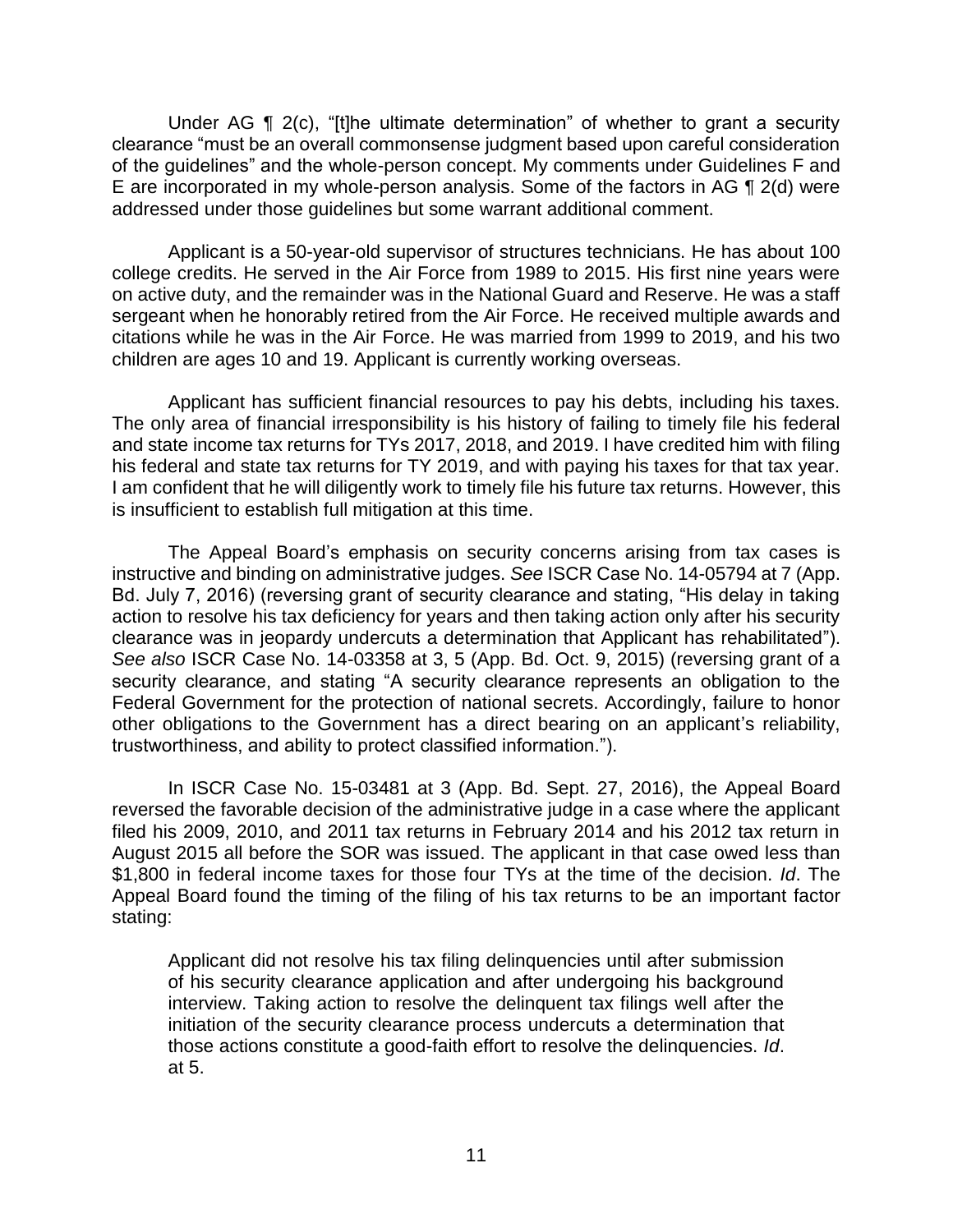Under AG ¶ 2(c), "[t]he ultimate determination" of whether to grant a security clearance "must be an overall commonsense judgment based upon careful consideration of the guidelines" and the whole-person concept. My comments under Guidelines F and E are incorporated in my whole-person analysis. Some of the factors in AG ¶ 2(d) were addressed under those guidelines but some warrant additional comment.

Applicant is a 50-year-old supervisor of structures technicians. He has about 100 college credits. He served in the Air Force from 1989 to 2015. His first nine years were on active duty, and the remainder was in the National Guard and Reserve. He was a staff sergeant when he honorably retired from the Air Force. He received multiple awards and citations while he was in the Air Force. He was married from 1999 to 2019, and his two children are ages 10 and 19. Applicant is currently working overseas.

Applicant has sufficient financial resources to pay his debts, including his taxes. The only area of financial irresponsibility is his history of failing to timely file his federal and state income tax returns for TYs 2017, 2018, and 2019. I have credited him with filing his federal and state tax returns for TY 2019, and with paying his taxes for that tax year. I am confident that he will diligently work to timely file his future tax returns. However, this is insufficient to establish full mitigation at this time.

The Appeal Board's emphasis on security concerns arising from tax cases is instructive and binding on administrative judges. *See* ISCR Case No. 14-05794 at 7 (App. Bd. July 7, 2016) (reversing grant of security clearance and stating, "His delay in taking action to resolve his tax deficiency for years and then taking action only after his security clearance was in jeopardy undercuts a determination that Applicant has rehabilitated"). *See also* ISCR Case No. 14-03358 at 3, 5 (App. Bd. Oct. 9, 2015) (reversing grant of a security clearance, and stating "A security clearance represents an obligation to the Federal Government for the protection of national secrets. Accordingly, failure to honor other obligations to the Government has a direct bearing on an applicant's reliability, trustworthiness, and ability to protect classified information.").

In ISCR Case No. 15-03481 at 3 (App. Bd. Sept. 27, 2016), the Appeal Board reversed the favorable decision of the administrative judge in a case where the applicant filed his 2009, 2010, and 2011 tax returns in February 2014 and his 2012 tax return in August 2015 all before the SOR was issued. The applicant in that case owed less than $1,800 in federal income taxes for those four TYs at the time of the decision. *Id*. The Appeal Board found the timing of the filing of his tax returns to be an important factor stating:

> Applicant did not resolve his tax filing delinquencies until after submission of his security clearance application and after undergoing his background interview. Taking action to resolve the delinquent tax filings well after the initiation of the security clearance process undercuts a determination that those actions constitute a good-faith effort to resolve the delinquencies. *Id*. at 5.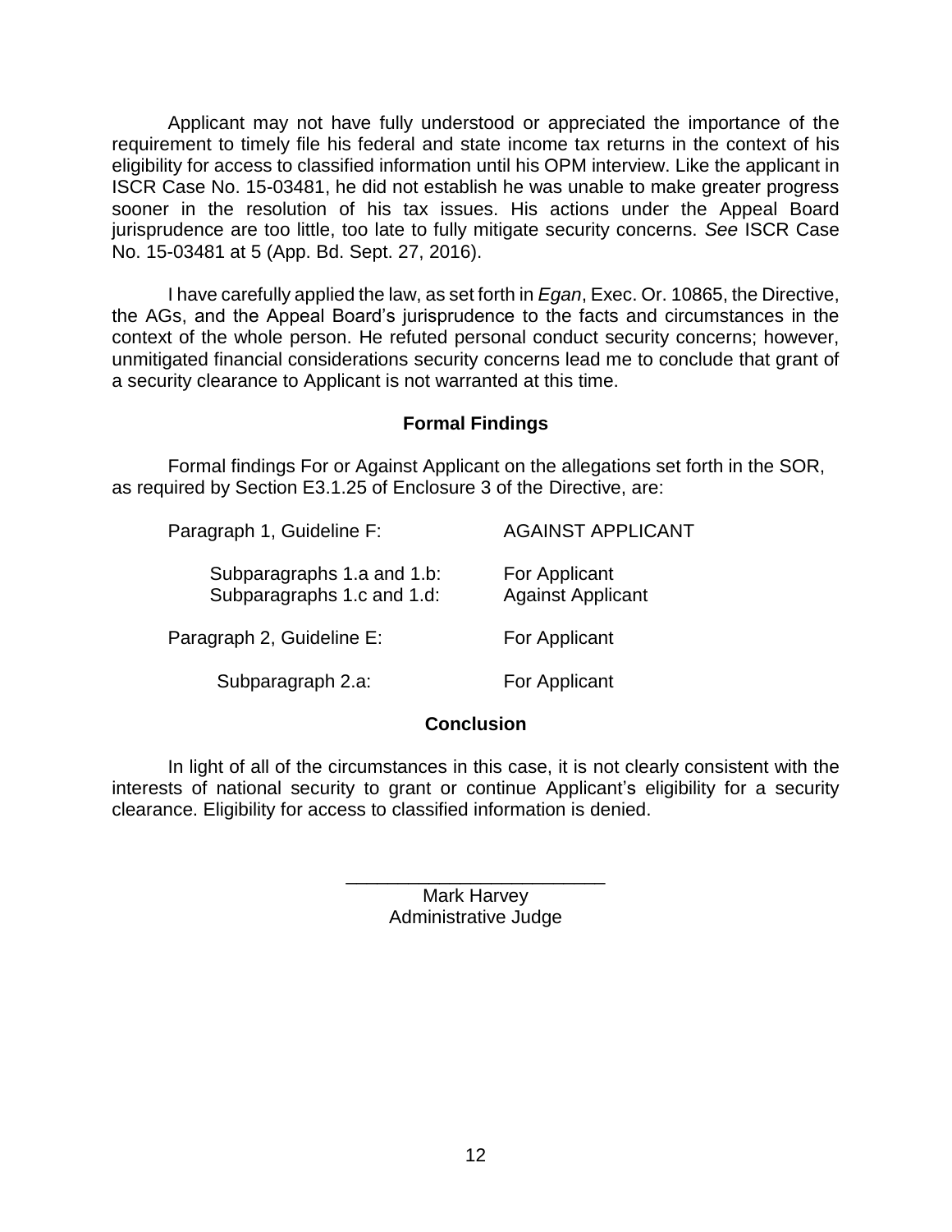Applicant may not have fully understood or appreciated the importance of the requirement to timely file his federal and state income tax returns in the context of his eligibility for access to classified information until his OPM interview. Like the applicant in ISCR Case No. 15-03481, he did not establish he was unable to make greater progress sooner in the resolution of his tax issues. His actions under the Appeal Board jurisprudence are too little, too late to fully mitigate security concerns. *See* ISCR Case No. 15-03481 at 5 (App. Bd. Sept. 27, 2016).

I have carefully applied the law, as set forth in *Egan*, Exec. Or. 10865, the Directive, the AGs, and the Appeal Board's jurisprudence to the facts and circumstances in the context of the whole person. He refuted personal conduct security concerns; however, unmitigated financial considerations security concerns lead me to conclude that grant of a security clearance to Applicant is not warranted at this time.

## Formal Findings

Formal findings For or Against Applicant on the allegations set forth in the SOR, as required by Section E3.1.25 of Enclosure 3 of the Directive, are:

| | |
|---|---|
| Paragraph 1, Guideline F: | AGAINST APPLICANT |
| Subparagraphs 1.a and 1.b: | For Applicant |
| Subparagraphs 1.c and 1.d: | Against Applicant |
| Paragraph 2, Guideline E: | For Applicant |
| Subparagraph 2.a: | For Applicant |

## Conclusion

In light of all of the circumstances in this case, it is not clearly consistent with the interests of national security to grant or continue Applicant's eligibility for a security clearance. Eligibility for access to classified information is denied.

\_\_\_\_\_\_\_\_\_\_\_\_\_\_\_\_\_\_\_\_\_\_\_\_\_\_
Mark Harvey
Administrative Judge